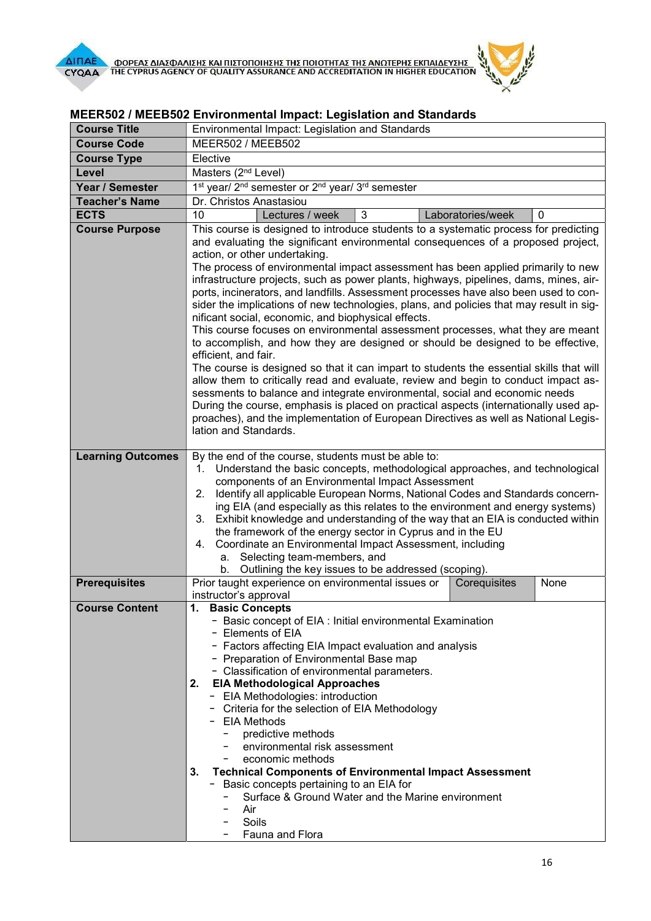## MEER502 / MEEB502 Environmental Impact: Legislation and Standards

| | | | | | |
|---|---|---|---|---|---|
| **Course Title** | Environmental Impact: Legislation and Standards | | | | |
| **Course Code** | MEER502 / MEEB502 | | | | |
| **Course Type** | Elective | | | | |
| **Level** | Masters (2nd Level) | | | | |
| **Year / Semester** | 1st year/ 2nd semester or 2nd year/ 3rd semester | | | | |
| **Teacher's Name** | Dr. Christos Anastasiou | | | | |
| **ECTS** | 10 | Lectures / week | 3 | Laboratories/week | 0 |
| **Course Purpose** | This course is designed to introduce students to a systematic process for predicting and evaluating the significant environmental consequences of a proposed project, action, or other undertaking.<br>The process of environmental impact assessment has been applied primarily to new infrastructure projects, such as power plants, highways, pipelines, dams, mines, airports, incinerators, and landfills. Assessment processes have also been used to consider the implications of new technologies, plans, and policies that may result in significant social, economic, and biophysical effects.<br>This course focuses on environmental assessment processes, what they are meant to accomplish, and how they are designed or should be designed to be effective, efficient, and fair.<br>The course is designed so that it can impart to students the essential skills that will allow them to critically read and evaluate, review and begin to conduct impact assessments to balance and integrate environmental, social and economic needs<br>During the course, emphasis is placed on practical aspects (internationally used approaches), and the implementation of European Directives as well as National Legislation and Standards. | | | | |
| **Learning Outcomes** | By the end of the course, students must be able to:<br>1. Understand the basic concepts, methodological approaches, and technological components of an Environmental Impact Assessment<br>2. Identify all applicable European Norms, National Codes and Standards concerning EIA (and especially as this relates to the environment and energy systems)<br>3. Exhibit knowledge and understanding of the way that an EIA is conducted within the framework of the energy sector in Cyprus and in the EU<br>4. Coordinate an Environmental Impact Assessment, including<br>a. Selecting team-members, and<br>b. Outlining the key issues to be addressed (scoping). | | | | |
| **Prerequisites** | Prior taught experience on environmental issues or instructor's approval | | Corequisites | None | |
| **Course Content** | **1. Basic Concepts**<br>- Basic concept of EIA : Initial environmental Examination<br>- Elements of EIA<br>- Factors affecting EIA Impact evaluation and analysis<br>- Preparation of Environmental Base map<br>- Classification of environmental parameters.<br>**2. EIA Methodological Approaches**<br>- EIA Methodologies: introduction<br>- Criteria for the selection of EIA Methodology<br>- EIA Methods<br>&nbsp;&nbsp;- predictive methods<br>&nbsp;&nbsp;- environmental risk assessment<br>&nbsp;&nbsp;- economic methods<br>**3. Technical Components of Environmental Impact Assessment**<br>- Basic concepts pertaining to an EIA for<br>&nbsp;&nbsp;- Surface & Ground Water and the Marine environment<br>&nbsp;&nbsp;- Air<br>&nbsp;&nbsp;- Soils<br>&nbsp;&nbsp;- Fauna and Flora | | | | |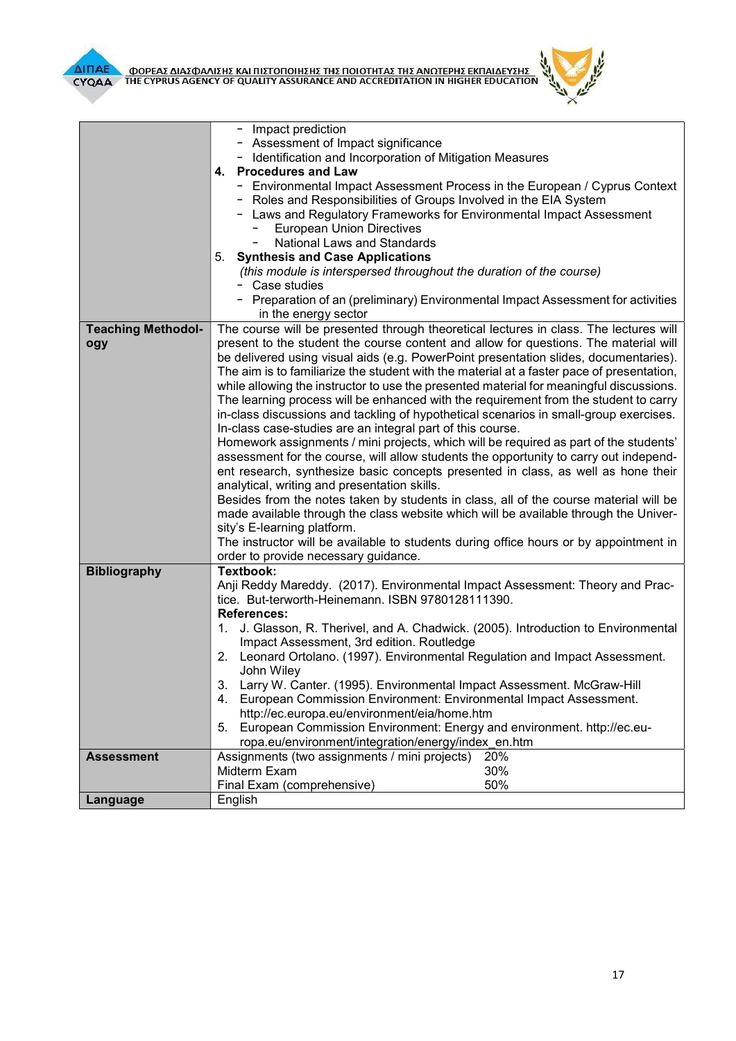| | |
|---|---|
| | - Impact prediction<br>- Assessment of Impact significance<br>- Identification and Incorporation of Mitigation Measures<br>**4. Procedures and Law**<br>- Environmental Impact Assessment Process in the European / Cyprus Context<br>- Roles and Responsibilities of Groups Involved in the EIA System<br>- Laws and Regulatory Frameworks for Environmental Impact Assessment<br>&nbsp;&nbsp;- European Union Directives<br>&nbsp;&nbsp;- National Laws and Standards<br>5. **Synthesis and Case Applications**<br>*(this module is interspersed throughout the duration of the course)*<br>- Case studies<br>- Preparation of an (preliminary) Environmental Impact Assessment for activities in the energy sector |
| **Teaching Methodology** | The course will be presented through theoretical lectures in class. The lectures will present to the student the course content and allow for questions. The material will be delivered using visual aids (e.g. PowerPoint presentation slides, documentaries). The aim is to familiarize the student with the material at a faster pace of presentation, while allowing the instructor to use the presented material for meaningful discussions. The learning process will be enhanced with the requirement from the student to carry in-class discussions and tackling of hypothetical scenarios in small-group exercises. In-class case-studies are an integral part of this course.<br>Homework assignments / mini projects, which will be required as part of the students' assessment for the course, will allow students the opportunity to carry out independent research, synthesize basic concepts presented in class, as well as hone their analytical, writing and presentation skills.<br>Besides from the notes taken by students in class, all of the course material will be made available through the class website which will be available through the University's E-learning platform.<br>The instructor will be available to students during office hours or by appointment in order to provide necessary guidance. |
| **Bibliography** | **Textbook:**<br>Anji Reddy Mareddy. (2017). Environmental Impact Assessment: Theory and Practice. But-terworth-Heinemann. ISBN 9780128111390.<br>**References:**<br>1. J. Glasson, R. Therivel, and A. Chadwick. (2005). Introduction to Environmental Impact Assessment, 3rd edition. Routledge<br>2. Leonard Ortolano. (1997). Environmental Regulation and Impact Assessment. John Wiley<br>3. Larry W. Canter. (1995). Environmental Impact Assessment. McGraw-Hill<br>4. European Commission Environment: Environmental Impact Assessment. http://ec.europa.eu/environment/eia/home.htm<br>5. European Commission Environment: Energy and environment. http://ec.europa.eu/environment/integration/energy/index_en.htm |
| **Assessment** | Assignments (two assignments / mini projects) 20%<br>Midterm Exam 30%<br>Final Exam (comprehensive) 50% |
| **Language** | English |